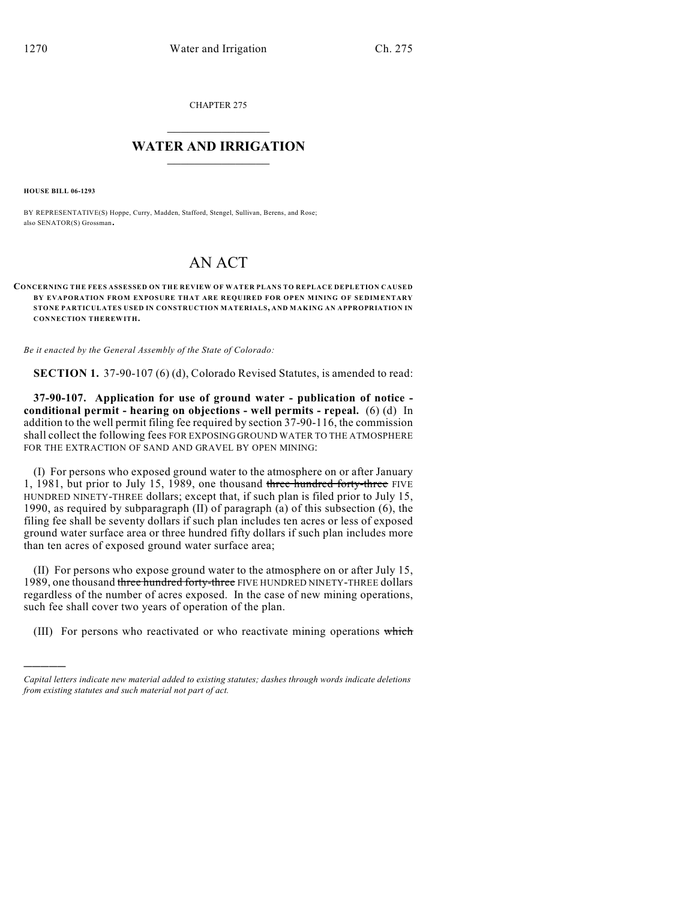CHAPTER 275

# WATER AND IRRIGATION

**HOUSE BILL 06-1293**

BY REPRESENTATIVE(S) Hoppe, Curry, Madden, Stafford, Stengel, Sullivan, Berens, and Rose;
also SENATOR(S) Grossman.

# AN ACT

**CONCERNING THE FEES ASSESSED ON THE REVIEW OF WATER PLANS TO REPLACE DEPLETION CAUSED BY EVAPORATION FROM EXPOSURE THAT ARE REQUIRED FOR OPEN MINING OF SEDIMENTARY STONE PARTICULATES USED IN CONSTRUCTION MATERIALS, AND MAKING AN APPROPRIATION IN CONNECTION THEREWITH.**

*Be it enacted by the General Assembly of the State of Colorado:*

**SECTION 1.** 37-90-107 (6) (d), Colorado Revised Statutes, is amended to read:

**37-90-107. Application for use of ground water - publication of notice - conditional permit - hearing on objections - well permits - repeal.** (6) (d) In addition to the well permit filing fee required by section 37-90-116, the commission shall collect the following fees FOR EXPOSING GROUND WATER TO THE ATMOSPHERE FOR THE EXTRACTION OF SAND AND GRAVEL BY OPEN MINING:

(I) For persons who exposed ground water to the atmosphere on or after January 1, 1981, but prior to July 15, 1989, one thousand ~~three hundred forty-three~~ FIVE HUNDRED NINETY-THREE dollars; except that, if such plan is filed prior to July 15, 1990, as required by subparagraph (II) of paragraph (a) of this subsection (6), the filing fee shall be seventy dollars if such plan includes ten acres or less of exposed ground water surface area or three hundred fifty dollars if such plan includes more than ten acres of exposed ground water surface area;

(II) For persons who expose ground water to the atmosphere on or after July 15, 1989, one thousand ~~three hundred forty-three~~ FIVE HUNDRED NINETY-THREE dollars regardless of the number of acres exposed. In the case of new mining operations, such fee shall cover two years of operation of the plan.

(III) For persons who reactivated or who reactivate mining operations ~~which~~

---

*Capital letters indicate new material added to existing statutes; dashes through words indicate deletions from existing statutes and such material not part of act.*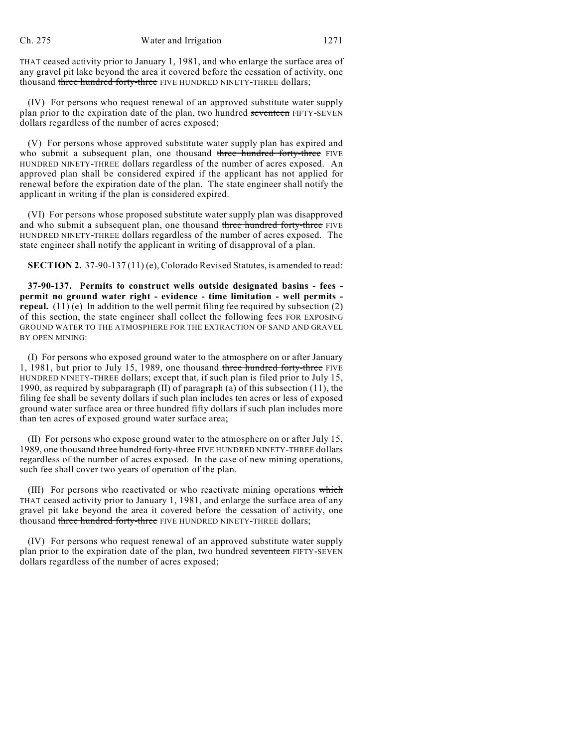THAT ceased activity prior to January 1, 1981, and who enlarge the surface area of any gravel pit lake beyond the area it covered before the cessation of activity, one thousand ~~three hundred forty-three~~ FIVE HUNDRED NINETY-THREE dollars;

(IV) For persons who request renewal of an approved substitute water supply plan prior to the expiration date of the plan, two hundred ~~seventeen~~ FIFTY-SEVEN dollars regardless of the number of acres exposed;

(V) For persons whose approved substitute water supply plan has expired and who submit a subsequent plan, one thousand ~~three hundred forty-three~~ FIVE HUNDRED NINETY-THREE dollars regardless of the number of acres exposed. An approved plan shall be considered expired if the applicant has not applied for renewal before the expiration date of the plan. The state engineer shall notify the applicant in writing if the plan is considered expired.

(VI) For persons whose proposed substitute water supply plan was disapproved and who submit a subsequent plan, one thousand ~~three hundred forty-three~~ FIVE HUNDRED NINETY-THREE dollars regardless of the number of acres exposed. The state engineer shall notify the applicant in writing of disapproval of a plan.

**SECTION 2.** 37-90-137 (11) (e), Colorado Revised Statutes, is amended to read:

**37-90-137. Permits to construct wells outside designated basins - fees - permit no ground water right - evidence - time limitation - well permits - repeal.** (11) (e) In addition to the well permit filing fee required by subsection (2) of this section, the state engineer shall collect the following fees FOR EXPOSING GROUND WATER TO THE ATMOSPHERE FOR THE EXTRACTION OF SAND AND GRAVEL BY OPEN MINING:

(I) For persons who exposed ground water to the atmosphere on or after January 1, 1981, but prior to July 15, 1989, one thousand ~~three hundred forty-three~~ FIVE HUNDRED NINETY-THREE dollars; except that, if such plan is filed prior to July 15, 1990, as required by subparagraph (II) of paragraph (a) of this subsection (11), the filing fee shall be seventy dollars if such plan includes ten acres or less of exposed ground water surface area or three hundred fifty dollars if such plan includes more than ten acres of exposed ground water surface area;

(II) For persons who expose ground water to the atmosphere on or after July 15, 1989, one thousand ~~three hundred forty-three~~ FIVE HUNDRED NINETY-THREE dollars regardless of the number of acres exposed. In the case of new mining operations, such fee shall cover two years of operation of the plan.

(III) For persons who reactivated or who reactivate mining operations ~~which~~ THAT ceased activity prior to January 1, 1981, and enlarge the surface area of any gravel pit lake beyond the area it covered before the cessation of activity, one thousand ~~three hundred forty-three~~ FIVE HUNDRED NINETY-THREE dollars;

(IV) For persons who request renewal of an approved substitute water supply plan prior to the expiration date of the plan, two hundred ~~seventeen~~ FIFTY-SEVEN dollars regardless of the number of acres exposed;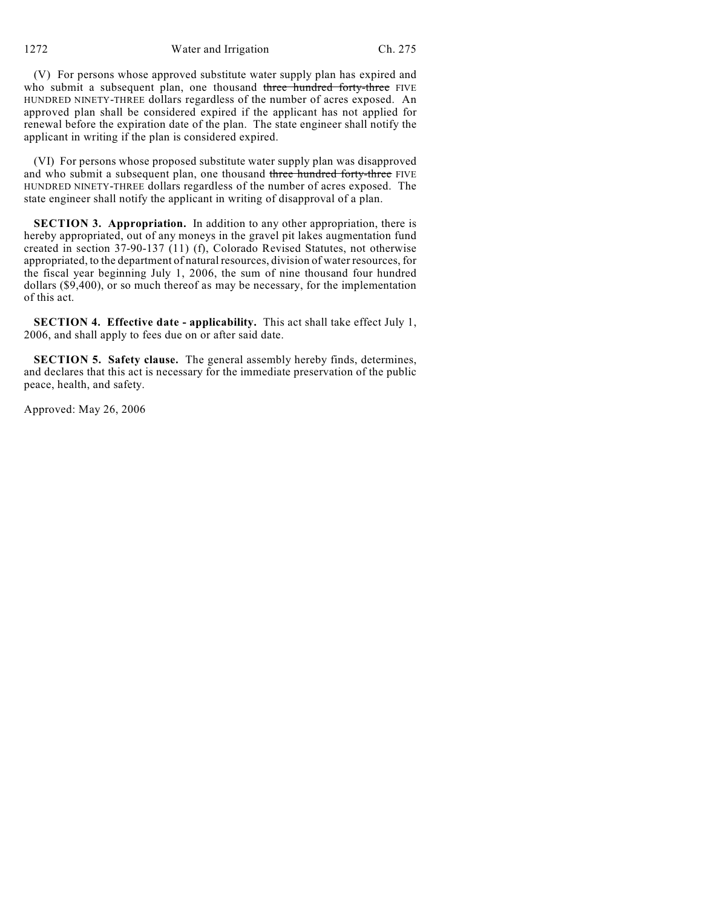(V) For persons whose approved substitute water supply plan has expired and who submit a subsequent plan, one thousand ~~three hundred forty-three~~ FIVE HUNDRED NINETY-THREE dollars regardless of the number of acres exposed. An approved plan shall be considered expired if the applicant has not applied for renewal before the expiration date of the plan. The state engineer shall notify the applicant in writing if the plan is considered expired.

(VI) For persons whose proposed substitute water supply plan was disapproved and who submit a subsequent plan, one thousand ~~three hundred forty-three~~ FIVE HUNDRED NINETY-THREE dollars regardless of the number of acres exposed. The state engineer shall notify the applicant in writing of disapproval of a plan.

**SECTION 3. Appropriation.** In addition to any other appropriation, there is hereby appropriated, out of any moneys in the gravel pit lakes augmentation fund created in section 37-90-137 (11) (f), Colorado Revised Statutes, not otherwise appropriated, to the department of natural resources, division of water resources, for the fiscal year beginning July 1, 2006, the sum of nine thousand four hundred dollars ($9,400), or so much thereof as may be necessary, for the implementation of this act.

**SECTION 4. Effective date - applicability.** This act shall take effect July 1, 2006, and shall apply to fees due on or after said date.

**SECTION 5. Safety clause.** The general assembly hereby finds, determines, and declares that this act is necessary for the immediate preservation of the public peace, health, and safety.

Approved: May 26, 2006